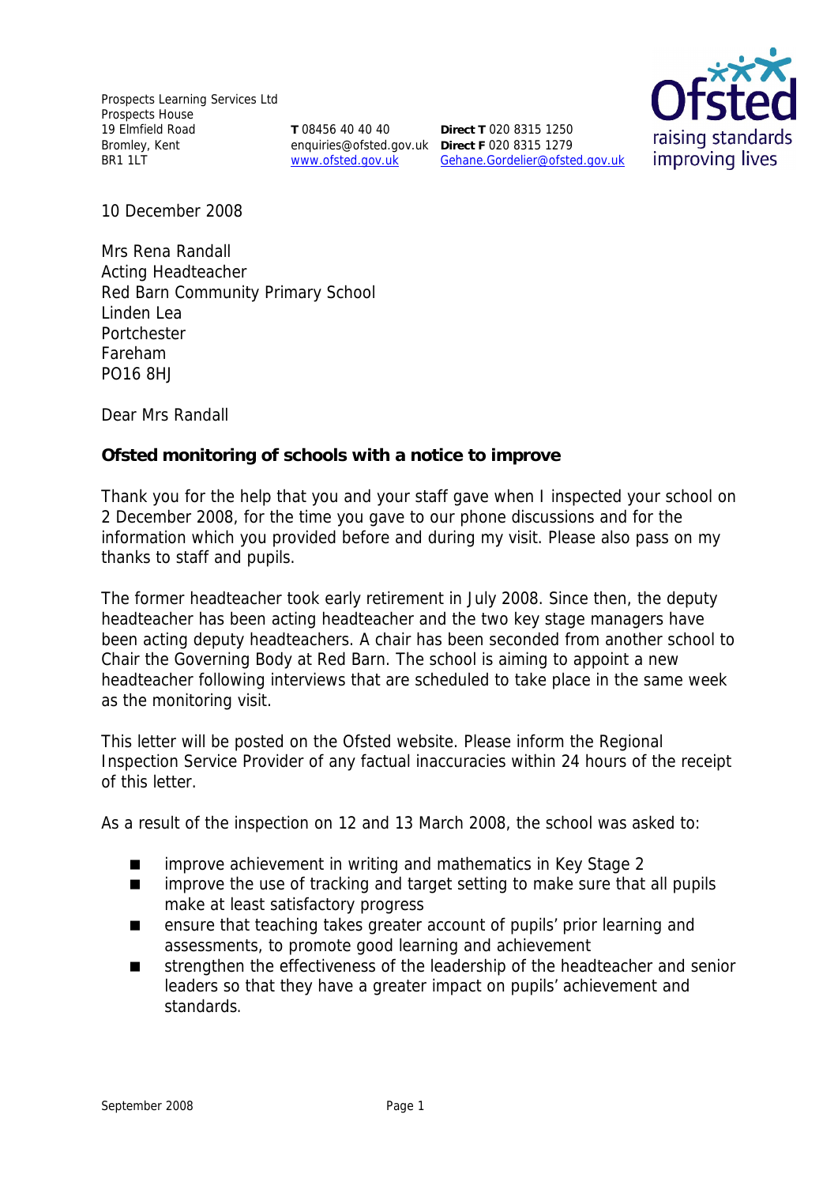Prospects Learning Services Ltd
Prospects House
19 Elmfield Road
Bromley, Kent
BR1 1LT

**T** 08456 40 40 40
enquiries@ofsted.gov.uk
www.ofsted.gov.uk

**Direct T** 020 8315 1250
**Direct F** 020 8315 1279
Gehane.Gordelier@ofsted.gov.uk

10 December 2008

Mrs Rena Randall
Acting Headteacher
Red Barn Community Primary School
Linden Lea
Portchester
Fareham
PO16 8HJ

Dear Mrs Randall

**Ofsted monitoring of schools with a notice to improve**

Thank you for the help that you and your staff gave when I inspected your school on 2 December 2008, for the time you gave to our phone discussions and for the information which you provided before and during my visit. Please also pass on my thanks to staff and pupils.

The former headteacher took early retirement in July 2008. Since then, the deputy headteacher has been acting headteacher and the two key stage managers have been acting deputy headteachers. A chair has been seconded from another school to Chair the Governing Body at Red Barn. The school is aiming to appoint a new headteacher following interviews that are scheduled to take place in the same week as the monitoring visit.

This letter will be posted on the Ofsted website. Please inform the Regional Inspection Service Provider of any factual inaccuracies within 24 hours of the receipt of this letter.

As a result of the inspection on 12 and 13 March 2008, the school was asked to:

- improve achievement in writing and mathematics in Key Stage 2
- improve the use of tracking and target setting to make sure that all pupils make at least satisfactory progress
- ensure that teaching takes greater account of pupils' prior learning and assessments, to promote good learning and achievement
- strengthen the effectiveness of the leadership of the headteacher and senior leaders so that they have a greater impact on pupils' achievement and standards.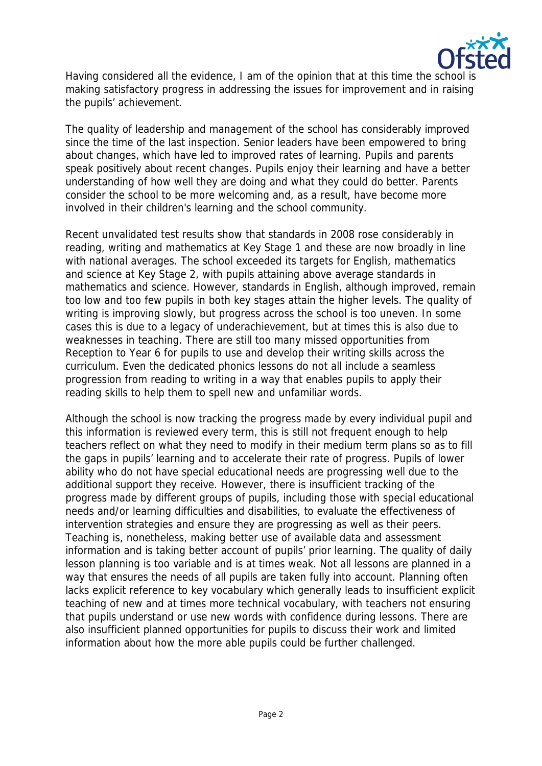Having considered all the evidence, I am of the opinion that at this time the school is making satisfactory progress in addressing the issues for improvement and in raising the pupils' achievement.

The quality of leadership and management of the school has considerably improved since the time of the last inspection. Senior leaders have been empowered to bring about changes, which have led to improved rates of learning. Pupils and parents speak positively about recent changes. Pupils enjoy their learning and have a better understanding of how well they are doing and what they could do better. Parents consider the school to be more welcoming and, as a result, have become more involved in their children's learning and the school community.

Recent unvalidated test results show that standards in 2008 rose considerably in reading, writing and mathematics at Key Stage 1 and these are now broadly in line with national averages. The school exceeded its targets for English, mathematics and science at Key Stage 2, with pupils attaining above average standards in mathematics and science. However, standards in English, although improved, remain too low and too few pupils in both key stages attain the higher levels. The quality of writing is improving slowly, but progress across the school is too uneven. In some cases this is due to a legacy of underachievement, but at times this is also due to weaknesses in teaching. There are still too many missed opportunities from Reception to Year 6 for pupils to use and develop their writing skills across the curriculum. Even the dedicated phonics lessons do not all include a seamless progression from reading to writing in a way that enables pupils to apply their reading skills to help them to spell new and unfamiliar words.

Although the school is now tracking the progress made by every individual pupil and this information is reviewed every term, this is still not frequent enough to help teachers reflect on what they need to modify in their medium term plans so as to fill the gaps in pupils' learning and to accelerate their rate of progress. Pupils of lower ability who do not have special educational needs are progressing well due to the additional support they receive. However, there is insufficient tracking of the progress made by different groups of pupils, including those with special educational needs and/or learning difficulties and disabilities, to evaluate the effectiveness of intervention strategies and ensure they are progressing as well as their peers. Teaching is, nonetheless, making better use of available data and assessment information and is taking better account of pupils' prior learning. The quality of daily lesson planning is too variable and is at times weak. Not all lessons are planned in a way that ensures the needs of all pupils are taken fully into account. Planning often lacks explicit reference to key vocabulary which generally leads to insufficient explicit teaching of new and at times more technical vocabulary, with teachers not ensuring that pupils understand or use new words with confidence during lessons. There are also insufficient planned opportunities for pupils to discuss their work and limited information about how the more able pupils could be further challenged.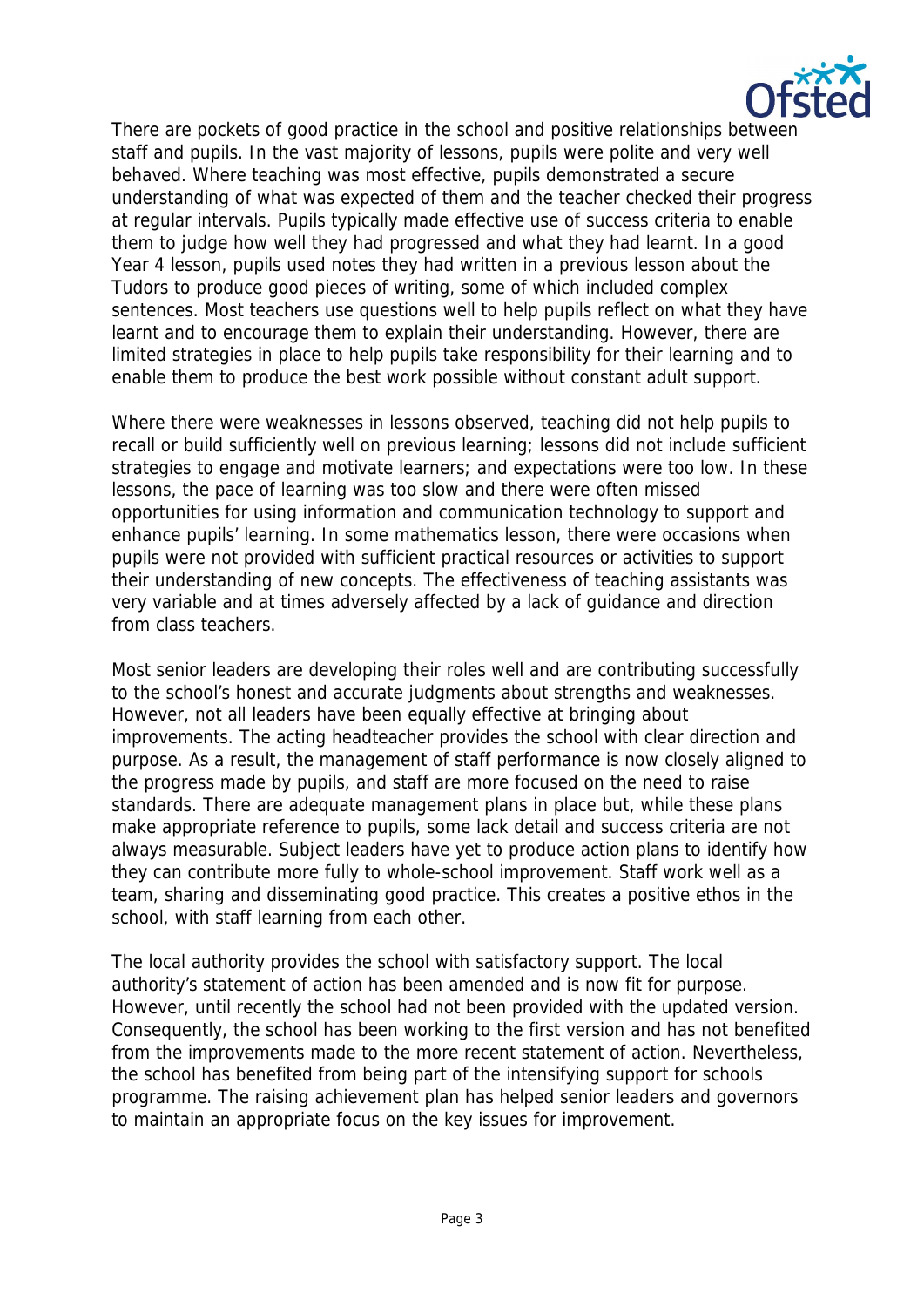There are pockets of good practice in the school and positive relationships between staff and pupils. In the vast majority of lessons, pupils were polite and very well behaved. Where teaching was most effective, pupils demonstrated a secure understanding of what was expected of them and the teacher checked their progress at regular intervals. Pupils typically made effective use of success criteria to enable them to judge how well they had progressed and what they had learnt. In a good Year 4 lesson, pupils used notes they had written in a previous lesson about the Tudors to produce good pieces of writing, some of which included complex sentences. Most teachers use questions well to help pupils reflect on what they have learnt and to encourage them to explain their understanding. However, there are limited strategies in place to help pupils take responsibility for their learning and to enable them to produce the best work possible without constant adult support.

Where there were weaknesses in lessons observed, teaching did not help pupils to recall or build sufficiently well on previous learning; lessons did not include sufficient strategies to engage and motivate learners; and expectations were too low. In these lessons, the pace of learning was too slow and there were often missed opportunities for using information and communication technology to support and enhance pupils' learning. In some mathematics lesson, there were occasions when pupils were not provided with sufficient practical resources or activities to support their understanding of new concepts. The effectiveness of teaching assistants was very variable and at times adversely affected by a lack of guidance and direction from class teachers.

Most senior leaders are developing their roles well and are contributing successfully to the school's honest and accurate judgments about strengths and weaknesses. However, not all leaders have been equally effective at bringing about improvements. The acting headteacher provides the school with clear direction and purpose. As a result, the management of staff performance is now closely aligned to the progress made by pupils, and staff are more focused on the need to raise standards. There are adequate management plans in place but, while these plans make appropriate reference to pupils, some lack detail and success criteria are not always measurable. Subject leaders have yet to produce action plans to identify how they can contribute more fully to whole-school improvement. Staff work well as a team, sharing and disseminating good practice. This creates a positive ethos in the school, with staff learning from each other.

The local authority provides the school with satisfactory support. The local authority's statement of action has been amended and is now fit for purpose. However, until recently the school had not been provided with the updated version. Consequently, the school has been working to the first version and has not benefited from the improvements made to the more recent statement of action. Nevertheless, the school has benefited from being part of the intensifying support for schools programme. The raising achievement plan has helped senior leaders and governors to maintain an appropriate focus on the key issues for improvement.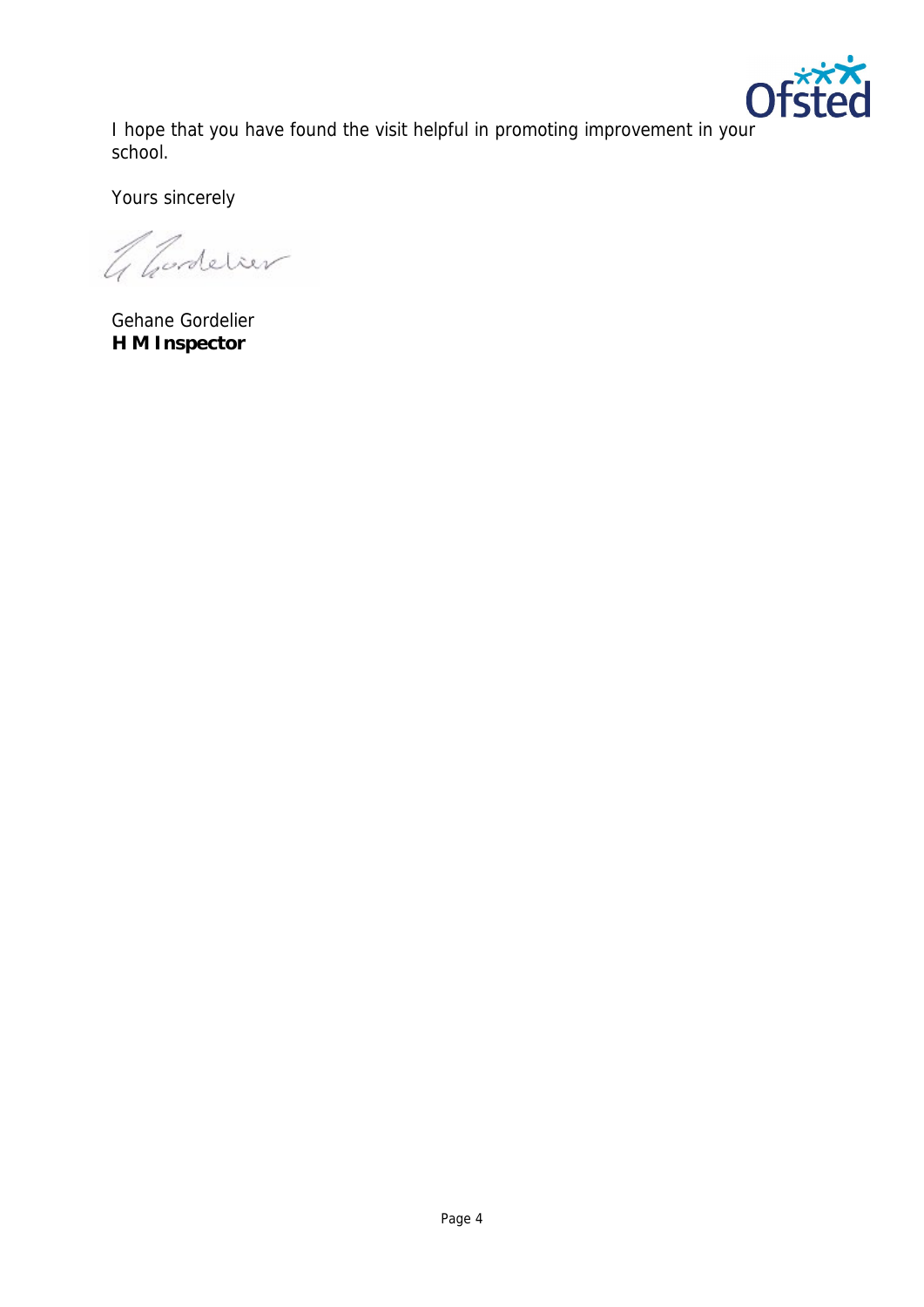I hope that you have found the visit helpful in promoting improvement in your school.

Yours sincerely

Gehane Gordelier
**H M Inspector**